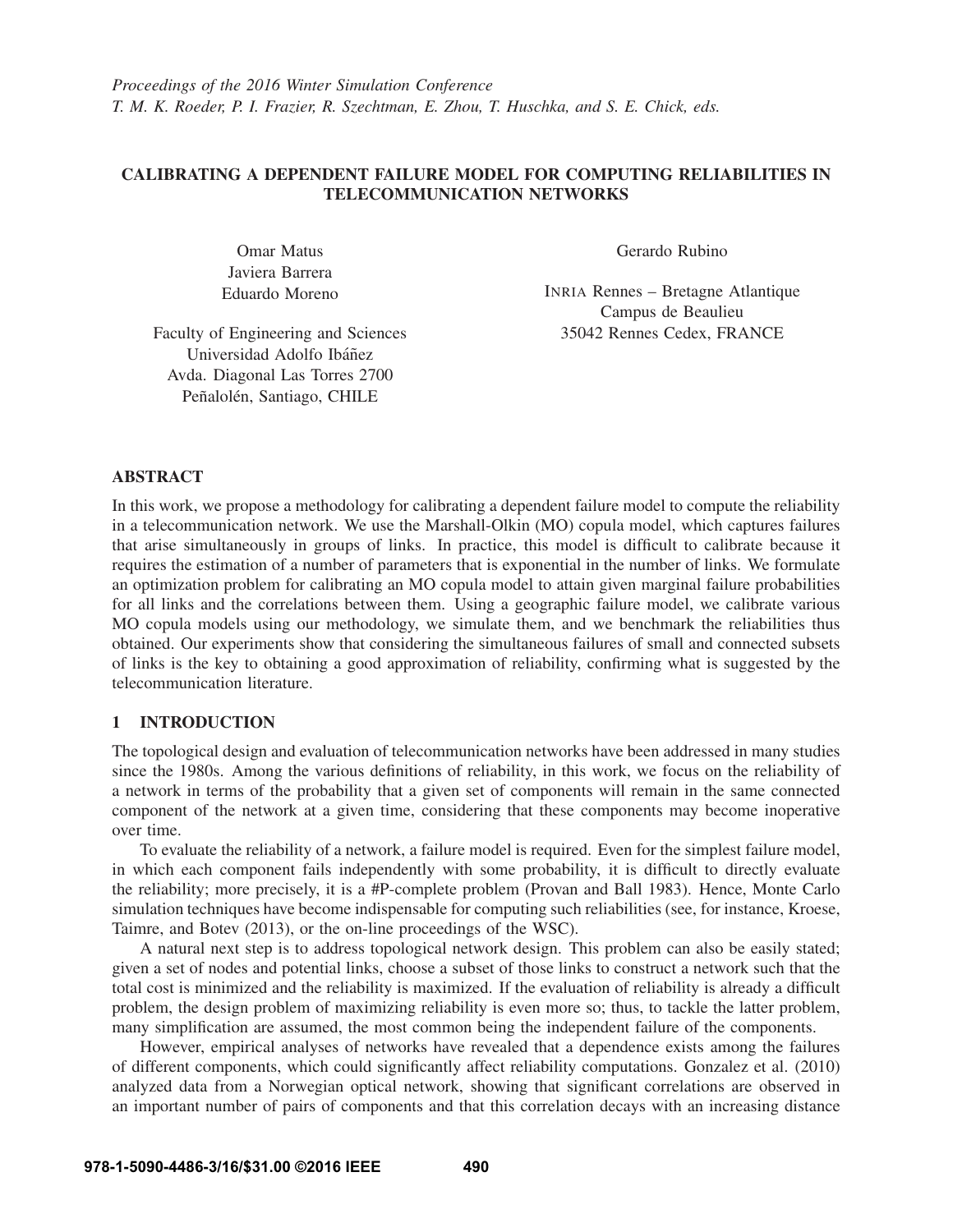# CALIBRATING A DEPENDENT FAILURE MODEL FOR COMPUTING RELIABILITIES IN TELECOMMUNICATION NETWORKS

Omar Matus
Javiera Barrera
Eduardo Moreno

Faculty of Engineering and Sciences
Universidad Adolfo Ibáñez
Avda. Diagonal Las Torres 2700
Peñalolén, Santiago, CHILE

Gerardo Rubino

INRIA Rennes – Bretagne Atlantique
Campus de Beaulieu
35042 Rennes Cedex, FRANCE

## ABSTRACT

In this work, we propose a methodology for calibrating a dependent failure model to compute the reliability in a telecommunication network. We use the Marshall-Olkin (MO) copula model, which captures failures that arise simultaneously in groups of links. In practice, this model is difficult to calibrate because it requires the estimation of a number of parameters that is exponential in the number of links. We formulate an optimization problem for calibrating an MO copula model to attain given marginal failure probabilities for all links and the correlations between them. Using a geographic failure model, we calibrate various MO copula models using our methodology, we simulate them, and we benchmark the reliabilities thus obtained. Our experiments show that considering the simultaneous failures of small and connected subsets of links is the key to obtaining a good approximation of reliability, confirming what is suggested by the telecommunication literature.

## 1 INTRODUCTION

The topological design and evaluation of telecommunication networks have been addressed in many studies since the 1980s. Among the various definitions of reliability, in this work, we focus on the reliability of a network in terms of the probability that a given set of components will remain in the same connected component of the network at a given time, considering that these components may become inoperative over time.

To evaluate the reliability of a network, a failure model is required. Even for the simplest failure model, in which each component fails independently with some probability, it is difficult to directly evaluate the reliability; more precisely, it is a #P-complete problem (Provan and Ball 1983). Hence, Monte Carlo simulation techniques have become indispensable for computing such reliabilities (see, for instance, Kroese, Taimre, and Botev (2013), or the on-line proceedings of the WSC).

A natural next step is to address topological network design. This problem can also be easily stated; given a set of nodes and potential links, choose a subset of those links to construct a network such that the total cost is minimized and the reliability is maximized. If the evaluation of reliability is already a difficult problem, the design problem of maximizing reliability is even more so; thus, to tackle the latter problem, many simplification are assumed, the most common being the independent failure of the components.

However, empirical analyses of networks have revealed that a dependence exists among the failures of different components, which could significantly affect reliability computations. Gonzalez et al. (2010) analyzed data from a Norwegian optical network, showing that significant correlations are observed in an important number of pairs of components and that this correlation decays with an increasing distance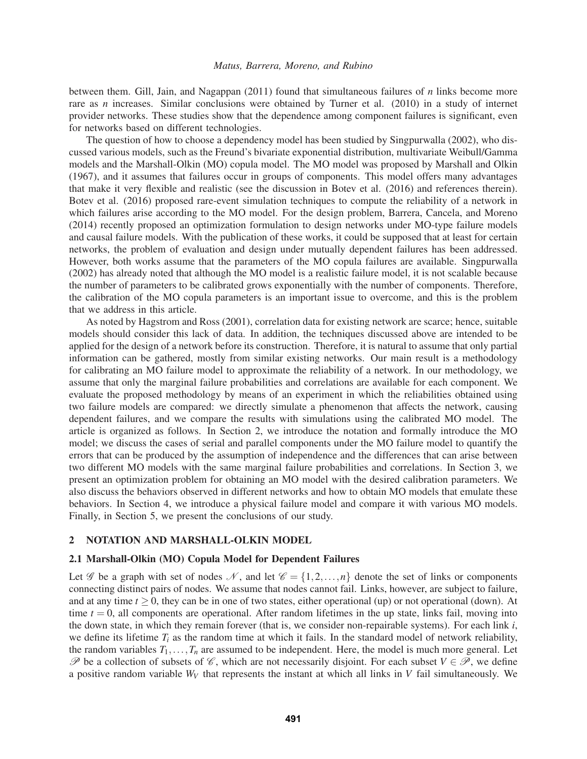between them. Gill, Jain, and Nagappan (2011) found that simultaneous failures of $n$ links become more rare as $n$ increases. Similar conclusions were obtained by Turner et al. (2010) in a study of internet provider networks. These studies show that the dependence among component failures is significant, even for networks based on different technologies.

The question of how to choose a dependency model has been studied by Singpurwalla (2002), who discussed various models, such as the Freund's bivariate exponential distribution, multivariate Weibull/Gamma models and the Marshall-Olkin (MO) copula model. The MO model was proposed by Marshall and Olkin (1967), and it assumes that failures occur in groups of components. This model offers many advantages that make it very flexible and realistic (see the discussion in Botev et al. (2016) and references therein). Botev et al. (2016) proposed rare-event simulation techniques to compute the reliability of a network in which failures arise according to the MO model. For the design problem, Barrera, Cancela, and Moreno (2014) recently proposed an optimization formulation to design networks under MO-type failure models and causal failure models. With the publication of these works, it could be supposed that at least for certain networks, the problem of evaluation and design under mutually dependent failures has been addressed. However, both works assume that the parameters of the MO copula failures are available. Singpurwalla (2002) has already noted that although the MO model is a realistic failure model, it is not scalable because the number of parameters to be calibrated grows exponentially with the number of components. Therefore, the calibration of the MO copula parameters is an important issue to overcome, and this is the problem that we address in this article.

As noted by Hagstrom and Ross (2001), correlation data for existing network are scarce; hence, suitable models should consider this lack of data. In addition, the techniques discussed above are intended to be applied for the design of a network before its construction. Therefore, it is natural to assume that only partial information can be gathered, mostly from similar existing networks. Our main result is a methodology for calibrating an MO failure model to approximate the reliability of a network. In our methodology, we assume that only the marginal failure probabilities and correlations are available for each component. We evaluate the proposed methodology by means of an experiment in which the reliabilities obtained using two failure models are compared: we directly simulate a phenomenon that affects the network, causing dependent failures, and we compare the results with simulations using the calibrated MO model. The article is organized as follows. In Section 2, we introduce the notation and formally introduce the MO model; we discuss the cases of serial and parallel components under the MO failure model to quantify the errors that can be produced by the assumption of independence and the differences that can arise between two different MO models with the same marginal failure probabilities and correlations. In Section 3, we present an optimization problem for obtaining an MO model with the desired calibration parameters. We also discuss the behaviors observed in different networks and how to obtain MO models that emulate these behaviors. In Section 4, we introduce a physical failure model and compare it with various MO models. Finally, in Section 5, we present the conclusions of our study.

## 2 NOTATION AND MARSHALL-OLKIN MODEL

### 2.1 Marshall-Olkin (MO) Copula Model for Dependent Failures

Let $\mathscr{G}$ be a graph with set of nodes $\mathscr{N}$, and let $\mathscr{C} = \{1,2,\ldots,n\}$ denote the set of links or components connecting distinct pairs of nodes. We assume that nodes cannot fail. Links, however, are subject to failure, and at any time $t \geq 0$, they can be in one of two states, either operational (up) or not operational (down). At time $t = 0$, all components are operational. After random lifetimes in the up state, links fail, moving into the down state, in which they remain forever (that is, we consider non-repairable systems). For each link $i$, we define its lifetime $T_i$ as the random time at which it fails. In the standard model of network reliability, the random variables $T_1,\ldots,T_n$ are assumed to be independent. Here, the model is much more general. Let $\mathscr{P}$ be a collection of subsets of $\mathscr{C}$, which are not necessarily disjoint. For each subset $V \in \mathscr{P}$, we define a positive random variable $W_V$ that represents the instant at which all links in $V$ fail simultaneously. We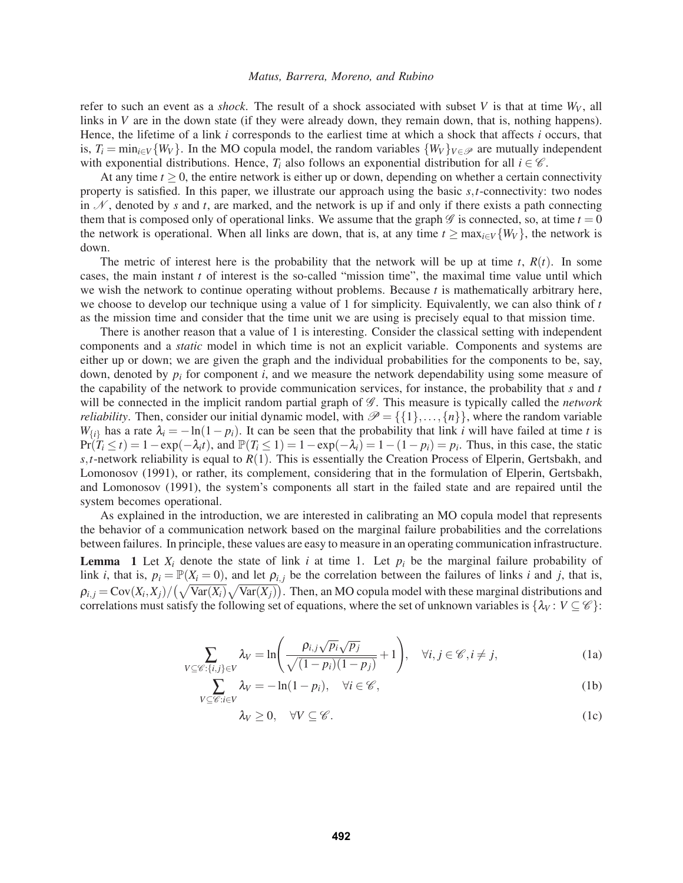refer to such an event as a *shock*. The result of a shock associated with subset $V$ is that at time $W_V$, all links in $V$ are in the down state (if they were already down, they remain down, that is, nothing happens). Hence, the lifetime of a link $i$ corresponds to the earliest time at which a shock that affects $i$ occurs, that is, $T_i = \min_{i \in V}\{W_V\}$. In the MO copula model, the random variables $\{W_V\}_{V \in \mathscr{P}}$ are mutually independent with exponential distributions. Hence, $T_i$ also follows an exponential distribution for all $i \in \mathscr{C}$.

At any time $t \geq 0$, the entire network is either up or down, depending on whether a certain connectivity property is satisfied. In this paper, we illustrate our approach using the basic $s,t$-connectivity: two nodes in $\mathscr{N}$, denoted by $s$ and $t$, are marked, and the network is up if and only if there exists a path connecting them that is composed only of operational links. We assume that the graph $\mathscr{G}$ is connected, so, at time $t = 0$ the network is operational. When all links are down, that is, at any time $t \geq \max_{i \in V}\{W_V\}$, the network is down.

The metric of interest here is the probability that the network will be up at time $t$, $R(t)$. In some cases, the main instant $t$ of interest is the so-called "mission time", the maximal time value until which we wish the network to continue operating without problems. Because $t$ is mathematically arbitrary here, we choose to develop our technique using a value of 1 for simplicity. Equivalently, we can also think of $t$ as the mission time and consider that the time unit we are using is precisely equal to that mission time.

There is another reason that a value of 1 is interesting. Consider the classical setting with independent components and a *static* model in which time is not an explicit variable. Components and systems are either up or down; we are given the graph and the individual probabilities for the components to be, say, down, denoted by $p_i$ for component $i$, and we measure the network dependability using some measure of the capability of the network to provide communication services, for instance, the probability that $s$ and $t$ will be connected in the implicit random partial graph of $\mathscr{G}$. This measure is typically called the *network reliability*. Then, consider our initial dynamic model, with $\mathscr{P} = \{\{1\}, \ldots, \{n\}\}$, where the random variable $W_{\{i\}}$ has a rate $\lambda_i = -\ln(1-p_i)$. It can be seen that the probability that link $i$ will have failed at time $t$ is $\Pr(T_i \leq t) = 1 - \exp(-\lambda_i t)$, and $\mathbb{P}(T_i \leq 1) = 1 - \exp(-\lambda_i) = 1 - (1-p_i) = p_i$. Thus, in this case, the static $s,t$-network reliability is equal to $R(1)$. This is essentially the Creation Process of Elperin, Gertsbakh, and Lomonosov (1991), or rather, its complement, considering that in the formulation of Elperin, Gertsbakh, and Lomonosov (1991), the system's components all start in the failed state and are repaired until the system becomes operational.

As explained in the introduction, we are interested in calibrating an MO copula model that represents the behavior of a communication network based on the marginal failure probabilities and the correlations between failures. In principle, these values are easy to measure in an operating communication infrastructure.

**Lemma 1** Let $X_i$ denote the state of link $i$ at time 1. Let $p_i$ be the marginal failure probability of link $i$, that is, $p_i = \mathbb{P}(X_i = 0)$, and let $\rho_{i,j}$ be the correlation between the failures of links $i$ and $j$, that is, $\rho_{i,j} = \mathrm{Cov}(X_i, X_j)/\big(\sqrt{\mathrm{Var}(X_i)}\sqrt{\mathrm{Var}(X_j)}\big)$. Then, an MO copula model with these marginal distributions and correlations must satisfy the following set of equations, where the set of unknown variables is $\{\lambda_V : V \subseteq \mathscr{C}\}$:

$$\sum_{V \subseteq \mathscr{C} : \{i,j\} \in V} \lambda_V = \ln\left(\frac{\rho_{i,j}\sqrt{p_i}\sqrt{p_j}}{\sqrt{(1-p_i)(1-p_j)}} + 1\right), \quad \forall i,j \in \mathscr{C}, i \neq j, \tag{1a}$$

$$\sum_{V \subseteq \mathscr{C} : i \in V} \lambda_V = -\ln(1-p_i), \quad \forall i \in \mathscr{C}, \tag{1b}$$

$$\lambda_V \geq 0, \quad \forall V \subseteq \mathscr{C}. \tag{1c}$$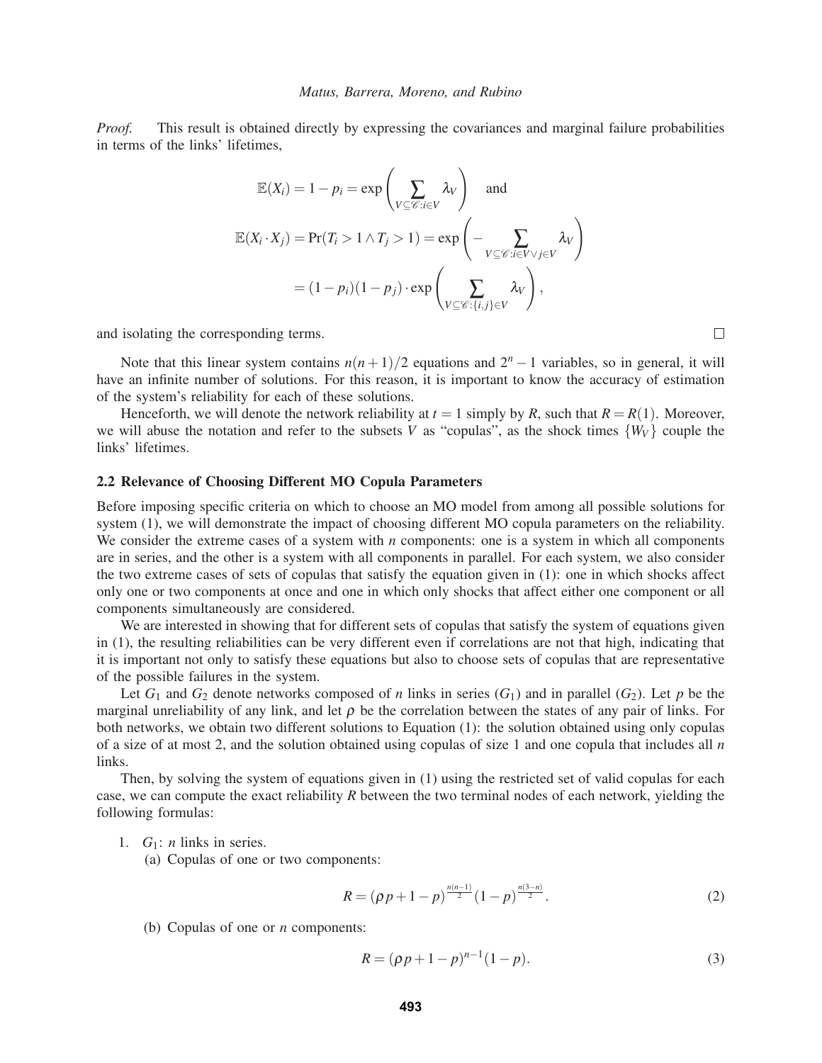*Proof.* This result is obtained directly by expressing the covariances and marginal failure probabilities in terms of the links' lifetimes,

$$
\begin{aligned}
\mathbb{E}(X_i) &= 1 - p_i = \exp\left(\sum_{V\subseteq\mathscr{C}:i\in V} \lambda_V\right) \quad \text{and} \\
\mathbb{E}(X_i \cdot X_j) &= \Pr(T_i > 1 \wedge T_j > 1) = \exp\left(-\sum_{V\subseteq\mathscr{C}:i\in V \vee j\in V} \lambda_V\right) \\
&= (1-p_i)(1-p_j)\cdot \exp\left(\sum_{V\subseteq\mathscr{C}:\{i,j\}\in V} \lambda_V\right),
\end{aligned}
$$

and isolating the corresponding terms. □

Note that this linear system contains $n(n+1)/2$ equations and $2^n - 1$ variables, so in general, it will have an infinite number of solutions. For this reason, it is important to know the accuracy of estimation of the system's reliability for each of these solutions.

Henceforth, we will denote the network reliability at $t = 1$ simply by $R$, such that $R = R(1)$. Moreover, we will abuse the notation and refer to the subsets $V$ as "copulas", as the shock times $\{W_V\}$ couple the links' lifetimes.

### 2.2 Relevance of Choosing Different MO Copula Parameters

Before imposing specific criteria on which to choose an MO model from among all possible solutions for system (1), we will demonstrate the impact of choosing different MO copula parameters on the reliability. We consider the extreme cases of a system with $n$ components: one is a system in which all components are in series, and the other is a system with all components in parallel. For each system, we also consider the two extreme cases of sets of copulas that satisfy the equation given in (1): one in which shocks affect only one or two components at once and one in which only shocks that affect either one component or all components simultaneously are considered.

We are interested in showing that for different sets of copulas that satisfy the system of equations given in (1), the resulting reliabilities can be very different even if correlations are not that high, indicating that it is important not only to satisfy these equations but also to choose sets of copulas that are representative of the possible failures in the system.

Let $G_1$ and $G_2$ denote networks composed of $n$ links in series ($G_1$) and in parallel ($G_2$). Let $p$ be the marginal unreliability of any link, and let $\rho$ be the correlation between the states of any pair of links. For both networks, we obtain two different solutions to Equation (1): the solution obtained using only copulas of a size of at most 2, and the solution obtained using copulas of size 1 and one copula that includes all $n$ links.

Then, by solving the system of equations given in (1) using the restricted set of valid copulas for each case, we can compute the exact reliability $R$ between the two terminal nodes of each network, yielding the following formulas:

1. $G_1$: $n$ links in series.
   (a) Copulas of one or two components:

$$
R = (\rho p + 1 - p)^{\frac{n(n-1)}{2}} (1-p)^{\frac{n(3-n)}{2}}. \tag{2}
$$

   (b) Copulas of one or $n$ components:

$$
R = (\rho p + 1 - p)^{n-1}(1-p). \tag{3}
$$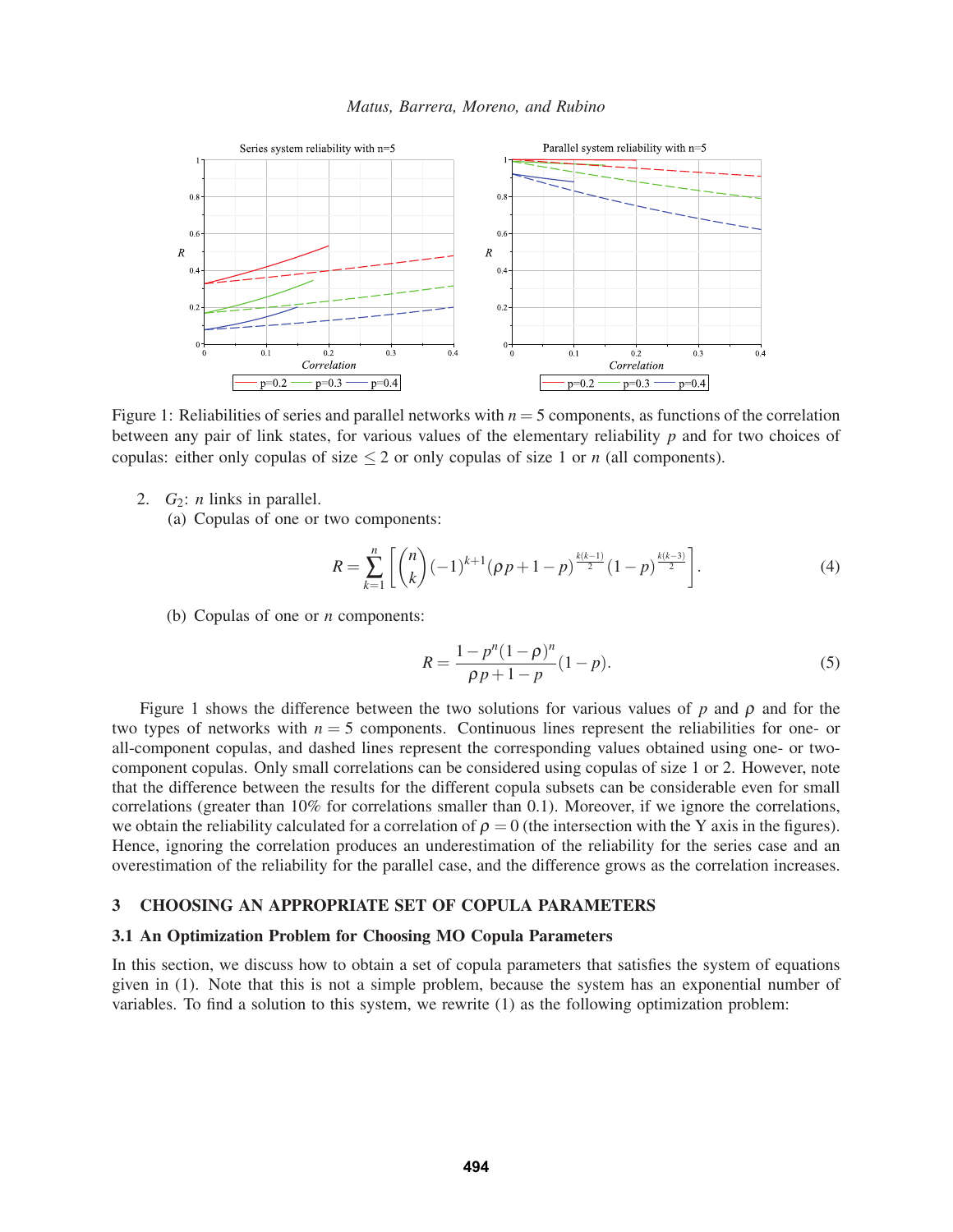Figure 1: Reliabilities of series and parallel networks with $n = 5$ components, as functions of the correlation between any pair of link states, for various values of the elementary reliability $p$ and for two choices of copulas: either only copulas of size $\leq 2$ or only copulas of size 1 or $n$ (all components).

2. $G_2$: $n$ links in parallel.
   (a) Copulas of one or two components:

$$R = \sum_{k=1}^{n} \left[ \binom{n}{k} (-1)^{k+1} (\rho p + 1 - p)^{\frac{k(k-1)}{2}} (1-p)^{\frac{k(k-3)}{2}} \right]. \tag{4}$$

   (b) Copulas of one or $n$ components:

$$R = \frac{1 - p^n (1-\rho)^n}{\rho p + 1 - p} (1-p). \tag{5}$$

Figure 1 shows the difference between the two solutions for various values of $p$ and $\rho$ and for the two types of networks with $n = 5$ components. Continuous lines represent the reliabilities for one- or all-component copulas, and dashed lines represent the corresponding values obtained using one- or two-component copulas. Only small correlations can be considered using copulas of size 1 or 2. However, note that the difference between the results for the different copula subsets can be considerable even for small correlations (greater than 10% for correlations smaller than 0.1). Moreover, if we ignore the correlations, we obtain the reliability calculated for a correlation of $\rho = 0$ (the intersection with the Y axis in the figures). Hence, ignoring the correlation produces an underestimation of the reliability for the series case and an overestimation of the reliability for the parallel case, and the difference grows as the correlation increases.

## 3 CHOOSING AN APPROPRIATE SET OF COPULA PARAMETERS

### 3.1 An Optimization Problem for Choosing MO Copula Parameters

In this section, we discuss how to obtain a set of copula parameters that satisfies the system of equations given in (1). Note that this is not a simple problem, because the system has an exponential number of variables. To find a solution to this system, we rewrite (1) as the following optimization problem: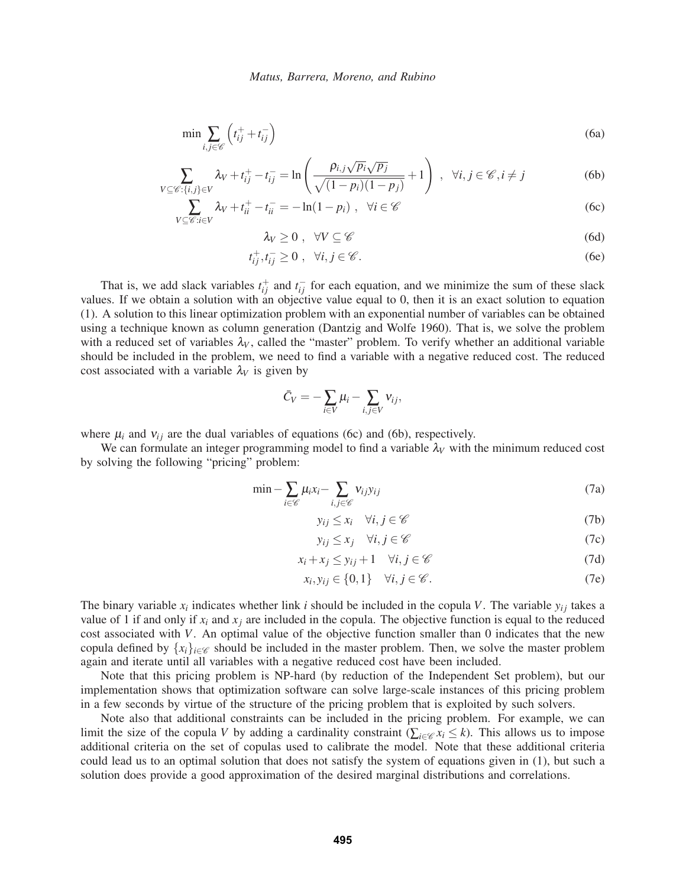$$\min \sum_{i,j \in \mathscr{C}} \left( t_{ij}^+ + t_{ij}^- \right) \tag{6a}$$

$$\sum_{V \subseteq \mathscr{C}: \{i,j\} \in V} \lambda_V + t_{ij}^+ - t_{ij}^- = \ln \left( \frac{\rho_{i,j} \sqrt{p_i} \sqrt{p_j}}{\sqrt{(1-p_i)(1-p_j)}} + 1 \right) , \quad \forall i,j \in \mathscr{C}, i \neq j \tag{6b}$$

$$\sum_{V \subseteq \mathscr{C}: i \in V} \lambda_V + t_{ii}^+ - t_{ii}^- = -\ln(1-p_i) , \quad \forall i \in \mathscr{C} \tag{6c}$$

$$\lambda_V \geq 0 , \quad \forall V \subseteq \mathscr{C} \tag{6d}$$

$$t_{ij}^+, t_{ij}^- \geq 0 , \quad \forall i,j \in \mathscr{C}. \tag{6e}$$

That is, we add slack variables $t_{ij}^+$ and $t_{ij}^-$ for each equation, and we minimize the sum of these slack values. If we obtain a solution with an objective value equal to 0, then it is an exact solution to equation (1). A solution to this linear optimization problem with an exponential number of variables can be obtained using a technique known as column generation (Dantzig and Wolfe 1960). That is, we solve the problem with a reduced set of variables $\lambda_V$, called the "master" problem. To verify whether an additional variable should be included in the problem, we need to find a variable with a negative reduced cost. The reduced cost associated with a variable $\lambda_V$ is given by

$$\bar{C}_V = -\sum_{i \in V} \mu_i - \sum_{i,j \in V} \nu_{ij},$$

where $\mu_i$ and $\nu_{ij}$ are the dual variables of equations (6c) and (6b), respectively.

We can formulate an integer programming model to find a variable $\lambda_V$ with the minimum reduced cost by solving the following "pricing" problem:

$$\min -\sum_{i \in \mathscr{C}} \mu_i x_i - \sum_{i,j \in \mathscr{C}} \nu_{ij} y_{ij} \tag{7a}$$

$$y_{ij} \leq x_i \quad \forall i,j \in \mathscr{C} \tag{7b}$$

$$y_{ij} \leq x_j \quad \forall i,j \in \mathscr{C} \tag{7c}$$

$$x_i + x_j \leq y_{ij} + 1 \quad \forall i,j \in \mathscr{C} \tag{7d}$$

$$x_i, y_{ij} \in \{0,1\} \quad \forall i,j \in \mathscr{C}. \tag{7e}$$

The binary variable $x_i$ indicates whether link $i$ should be included in the copula $V$. The variable $y_{ij}$ takes a value of 1 if and only if $x_i$ and $x_j$ are included in the copula. The objective function is equal to the reduced cost associated with $V$. An optimal value of the objective function smaller than 0 indicates that the new copula defined by $\{x_i\}_{i \in \mathscr{C}}$ should be included in the master problem. Then, we solve the master problem again and iterate until all variables with a negative reduced cost have been included.

Note that this pricing problem is NP-hard (by reduction of the Independent Set problem), but our implementation shows that optimization software can solve large-scale instances of this pricing problem in a few seconds by virtue of the structure of the pricing problem that is exploited by such solvers.

Note also that additional constraints can be included in the pricing problem. For example, we can limit the size of the copula $V$ by adding a cardinality constraint ($\sum_{i \in \mathscr{C}} x_i \leq k$). This allows us to impose additional criteria on the set of copulas used to calibrate the model. Note that these additional criteria could lead us to an optimal solution that does not satisfy the system of equations given in (1), but such a solution does provide a good approximation of the desired marginal distributions and correlations.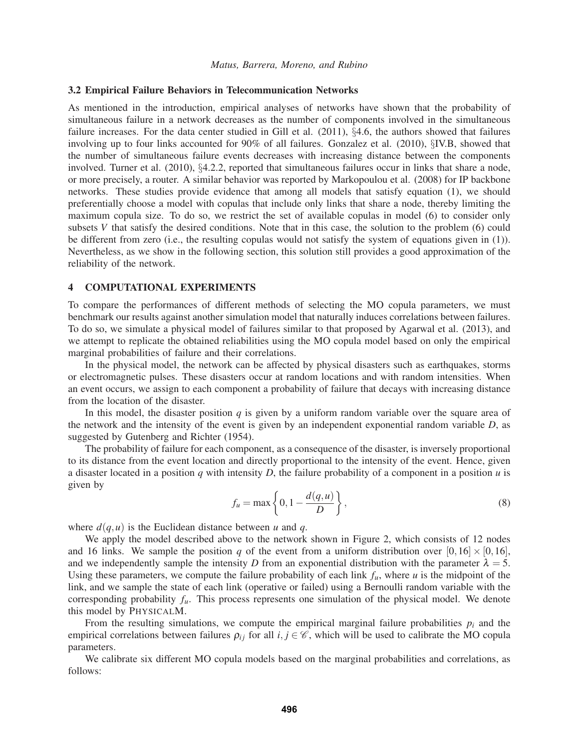### 3.2 Empirical Failure Behaviors in Telecommunication Networks

As mentioned in the introduction, empirical analyses of networks have shown that the probability of simultaneous failure in a network decreases as the number of components involved in the simultaneous failure increases. For the data center studied in Gill et al. (2011), §4.6, the authors showed that failures involving up to four links accounted for 90% of all failures. Gonzalez et al. (2010), §IV.B, showed that the number of simultaneous failure events decreases with increasing distance between the components involved. Turner et al. (2010), §4.2.2, reported that simultaneous failures occur in links that share a node, or more precisely, a router. A similar behavior was reported by Markopoulou et al. (2008) for IP backbone networks. These studies provide evidence that among all models that satisfy equation (1), we should preferentially choose a model with copulas that include only links that share a node, thereby limiting the maximum copula size. To do so, we restrict the set of available copulas in model (6) to consider only subsets $V$ that satisfy the desired conditions. Note that in this case, the solution to the problem (6) could be different from zero (i.e., the resulting copulas would not satisfy the system of equations given in (1)). Nevertheless, as we show in the following section, this solution still provides a good approximation of the reliability of the network.

## 4 COMPUTATIONAL EXPERIMENTS

To compare the performances of different methods of selecting the MO copula parameters, we must benchmark our results against another simulation model that naturally induces correlations between failures. To do so, we simulate a physical model of failures similar to that proposed by Agarwal et al. (2013), and we attempt to replicate the obtained reliabilities using the MO copula model based on only the empirical marginal probabilities of failure and their correlations.

In the physical model, the network can be affected by physical disasters such as earthquakes, storms or electromagnetic pulses. These disasters occur at random locations and with random intensities. When an event occurs, we assign to each component a probability of failure that decays with increasing distance from the location of the disaster.

In this model, the disaster position $q$ is given by a uniform random variable over the square area of the network and the intensity of the event is given by an independent exponential random variable $D$, as suggested by Gutenberg and Richter (1954).

The probability of failure for each component, as a consequence of the disaster, is inversely proportional to its distance from the event location and directly proportional to the intensity of the event. Hence, given a disaster located in a position $q$ with intensity $D$, the failure probability of a component in a position $u$ is given by

$$f_u = \max\left\{0, 1 - \frac{d(q,u)}{D}\right\}, \tag{8}$$

where $d(q,u)$ is the Euclidean distance between $u$ and $q$.

We apply the model described above to the network shown in Figure 2, which consists of 12 nodes and 16 links. We sample the position $q$ of the event from a uniform distribution over $[0,16] \times [0,16]$, and we independently sample the intensity $D$ from an exponential distribution with the parameter $\lambda = 5$. Using these parameters, we compute the failure probability of each link $f_u$, where $u$ is the midpoint of the link, and we sample the state of each link (operative or failed) using a Bernoulli random variable with the corresponding probability $f_u$. This process represents one simulation of the physical model. We denote this model by PHYSICALM.

From the resulting simulations, we compute the empirical marginal failure probabilities $p_i$ and the empirical correlations between failures $\rho_{ij}$ for all $i, j \in \mathscr{C}$, which will be used to calibrate the MO copula parameters.

We calibrate six different MO copula models based on the marginal probabilities and correlations, as follows: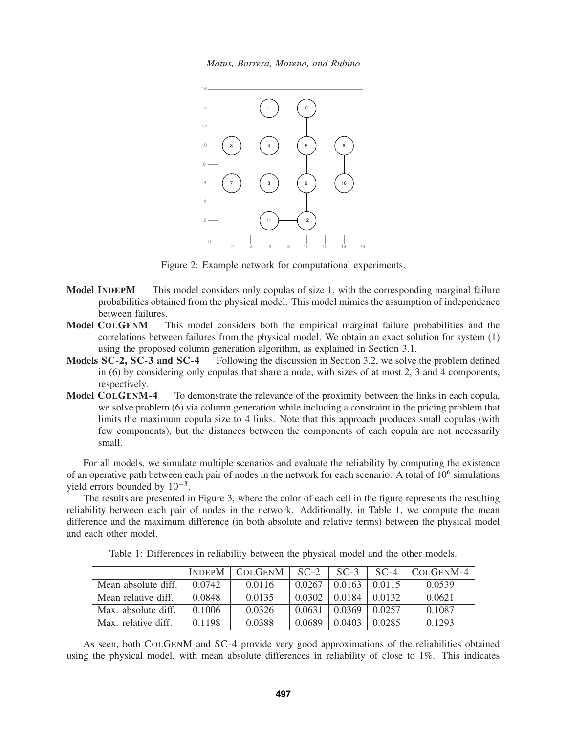Figure 2: Example network for computational experiments.

**Model INDEPM** This model considers only copulas of size 1, with the corresponding marginal failure probabilities obtained from the physical model. This model mimics the assumption of independence between failures.

**Model COLGENM** This model considers both the empirical marginal failure probabilities and the correlations between failures from the physical model. We obtain an exact solution for system (1) using the proposed column generation algorithm, as explained in Section 3.1.

**Models SC-2, SC-3 and SC-4** Following the discussion in Section 3.2, we solve the problem defined in (6) by considering only copulas that share a node, with sizes of at most 2, 3 and 4 components, respectively.

**Model COLGENM-4** To demonstrate the relevance of the proximity between the links in each copula, we solve problem (6) via column generation while including a constraint in the pricing problem that limits the maximum copula size to 4 links. Note that this approach produces small copulas (with few components), but the distances between the components of each copula are not necessarily small.

For all models, we simulate multiple scenarios and evaluate the reliability by computing the existence of an operative path between each pair of nodes in the network for each scenario. A total of $10^6$ simulations yield errors bounded by $10^{-3}$.

The results are presented in Figure 3, where the color of each cell in the figure represents the resulting reliability between each pair of nodes in the network. Additionally, in Table 1, we compute the mean difference and the maximum difference (in both absolute and relative terms) between the physical model and each other model.

Table 1: Differences in reliability between the physical model and the other models.

| | INDEPM | COLGENM | SC-2 | SC-3 | SC-4 | COLGENM-4 |
|---|---|---|---|---|---|---|
| Mean absolute diff. | 0.0742 | 0.0116 | 0.0267 | 0.0163 | 0.0115 | 0.0539 |
| Mean relative diff. | 0.0848 | 0.0135 | 0.0302 | 0.0184 | 0.0132 | 0.0621 |
| Max. absolute diff. | 0.1006 | 0.0326 | 0.0631 | 0.0369 | 0.0257 | 0.1087 |
| Max. relative diff. | 0.1198 | 0.0388 | 0.0689 | 0.0403 | 0.0285 | 0.1293 |

As seen, both COLGENM and SC-4 provide very good approximations of the reliabilities obtained using the physical model, with mean absolute differences in reliability of close to 1%. This indicates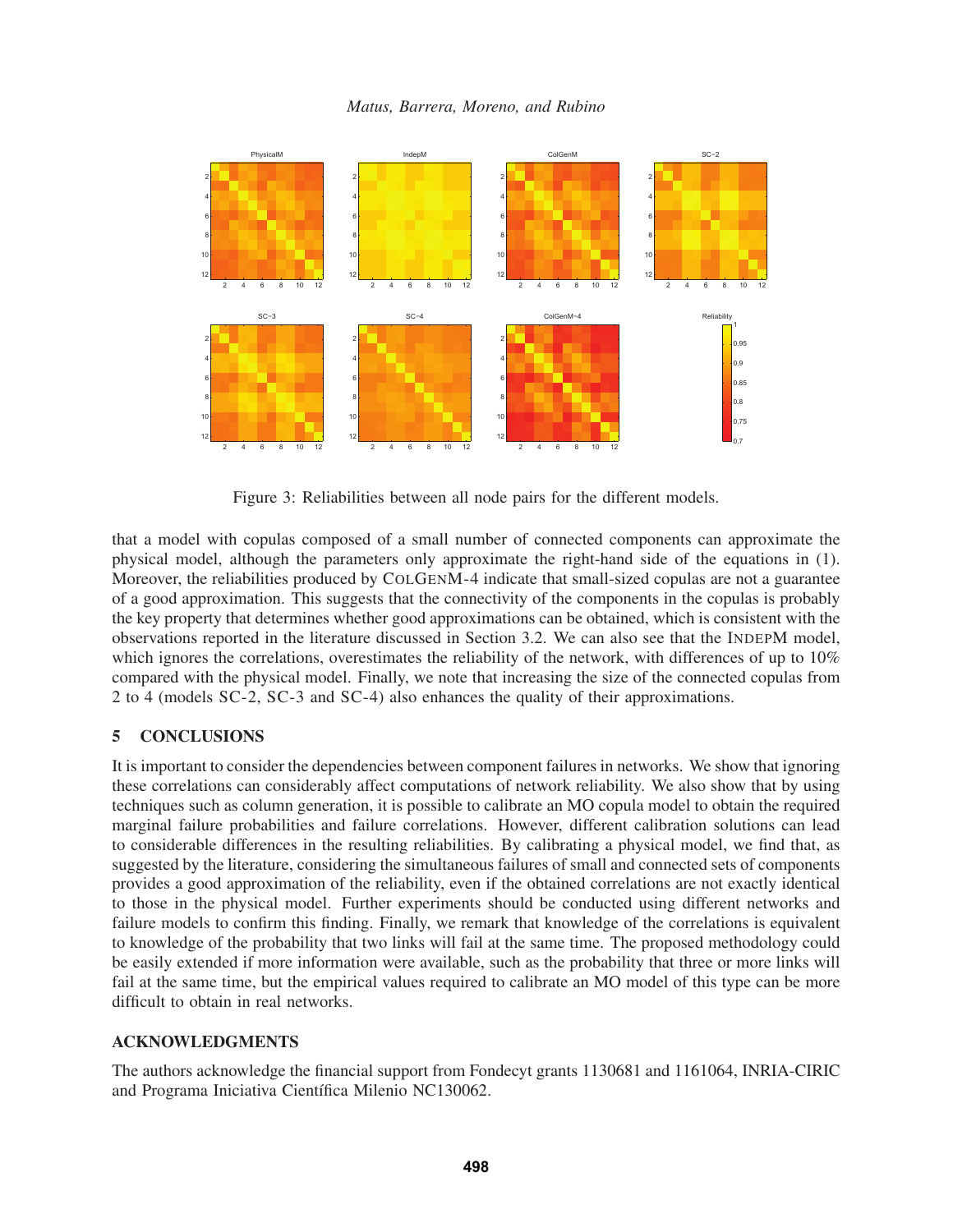Figure 3: Reliabilities between all node pairs for the different models.

that a model with copulas composed of a small number of connected components can approximate the physical model, although the parameters only approximate the right-hand side of the equations in (1). Moreover, the reliabilities produced by ColGenM-4 indicate that small-sized copulas are not a guarantee of a good approximation. This suggests that the connectivity of the components in the copulas is probably the key property that determines whether good approximations can be obtained, which is consistent with the observations reported in the literature discussed in Section 3.2. We can also see that the IndepM model, which ignores the correlations, overestimates the reliability of the network, with differences of up to 10% compared with the physical model. Finally, we note that increasing the size of the connected copulas from 2 to 4 (models SC-2, SC-3 and SC-4) also enhances the quality of their approximations.

## 5 CONCLUSIONS

It is important to consider the dependencies between component failures in networks. We show that ignoring these correlations can considerably affect computations of network reliability. We also show that by using techniques such as column generation, it is possible to calibrate an MO copula model to obtain the required marginal failure probabilities and failure correlations. However, different calibration solutions can lead to considerable differences in the resulting reliabilities. By calibrating a physical model, we find that, as suggested by the literature, considering the simultaneous failures of small and connected sets of components provides a good approximation of the reliability, even if the obtained correlations are not exactly identical to those in the physical model. Further experiments should be conducted using different networks and failure models to confirm this finding. Finally, we remark that knowledge of the correlations is equivalent to knowledge of the probability that two links will fail at the same time. The proposed methodology could be easily extended if more information were available, such as the probability that three or more links will fail at the same time, but the empirical values required to calibrate an MO model of this type can be more difficult to obtain in real networks.

## ACKNOWLEDGMENTS

The authors acknowledge the financial support from Fondecyt grants 1130681 and 1161064, INRIA-CIRIC and Programa Iniciativa Científica Milenio NC130062.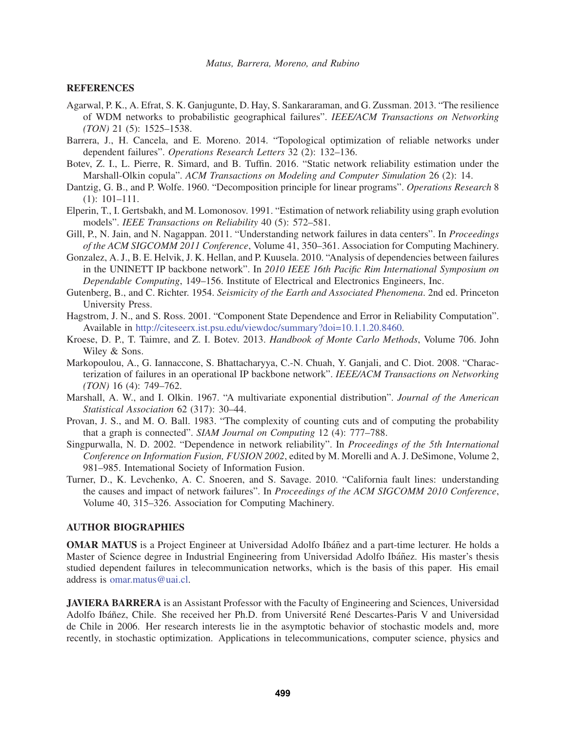## REFERENCES

Agarwal, P. K., A. Efrat, S. K. Ganjugunte, D. Hay, S. Sankararaman, and G. Zussman. 2013. "The resilience of WDM networks to probabilistic geographical failures". *IEEE/ACM Transactions on Networking (TON)* 21 (5): 1525–1538.

Barrera, J., H. Cancela, and E. Moreno. 2014. "Topological optimization of reliable networks under dependent failures". *Operations Research Letters* 32 (2): 132–136.

Botev, Z. I., L. Pierre, R. Simard, and B. Tuffin. 2016. "Static network reliability estimation under the Marshall-Olkin copula". *ACM Transactions on Modeling and Computer Simulation* 26 (2): 14.

Dantzig, G. B., and P. Wolfe. 1960. "Decomposition principle for linear programs". *Operations Research* 8 (1): 101–111.

Elperin, T., I. Gertsbakh, and M. Lomonosov. 1991. "Estimation of network reliability using graph evolution models". *IEEE Transactions on Reliability* 40 (5): 572–581.

Gill, P., N. Jain, and N. Nagappan. 2011. "Understanding network failures in data centers". In *Proceedings of the ACM SIGCOMM 2011 Conference*, Volume 41, 350–361. Association for Computing Machinery.

Gonzalez, A. J., B. E. Helvik, J. K. Hellan, and P. Kuusela. 2010. "Analysis of dependencies between failures in the UNINETT IP backbone network". In *2010 IEEE 16th Pacific Rim International Symposium on Dependable Computing*, 149–156. Institute of Electrical and Electronics Engineers, Inc.

Gutenberg, B., and C. Richter. 1954. *Seismicity of the Earth and Associated Phenomena*. 2nd ed. Princeton University Press.

Hagstrom, J. N., and S. Ross. 2001. "Component State Dependence and Error in Reliability Computation". Available in http://citeseerx.ist.psu.edu/viewdoc/summary?doi=10.1.1.20.8460.

Kroese, D. P., T. Taimre, and Z. I. Botev. 2013. *Handbook of Monte Carlo Methods*, Volume 706. John Wiley & Sons.

Markopoulou, A., G. Iannaccone, S. Bhattacharyya, C.-N. Chuah, Y. Ganjali, and C. Diot. 2008. "Characterization of failures in an operational IP backbone network". *IEEE/ACM Transactions on Networking (TON)* 16 (4): 749–762.

Marshall, A. W., and I. Olkin. 1967. "A multivariate exponential distribution". *Journal of the American Statistical Association* 62 (317): 30–44.

Provan, J. S., and M. O. Ball. 1983. "The complexity of counting cuts and of computing the probability that a graph is connected". *SIAM Journal on Computing* 12 (4): 777–788.

Singpurwalla, N. D. 2002. "Dependence in network reliability". In *Proceedings of the 5th International Conference on Information Fusion, FUSION 2002*, edited by M. Morelli and A. J. DeSimone, Volume 2, 981–985. Intemational Society of Information Fusion.

Turner, D., K. Levchenko, A. C. Snoeren, and S. Savage. 2010. "California fault lines: understanding the causes and impact of network failures". In *Proceedings of the ACM SIGCOMM 2010 Conference*, Volume 40, 315–326. Association for Computing Machinery.

## AUTHOR BIOGRAPHIES

**OMAR MATUS** is a Project Engineer at Universidad Adolfo Ibáñez and a part-time lecturer. He holds a Master of Science degree in Industrial Engineering from Universidad Adolfo Ibáñez. His master's thesis studied dependent failures in telecommunication networks, which is the basis of this paper. His email address is omar.matus@uai.cl.

**JAVIERA BARRERA** is an Assistant Professor with the Faculty of Engineering and Sciences, Universidad Adolfo Ibáñez, Chile. She received her Ph.D. from Université René Descartes-Paris V and Universidad de Chile in 2006. Her research interests lie in the asymptotic behavior of stochastic models and, more recently, in stochastic optimization. Applications in telecommunications, computer science, physics and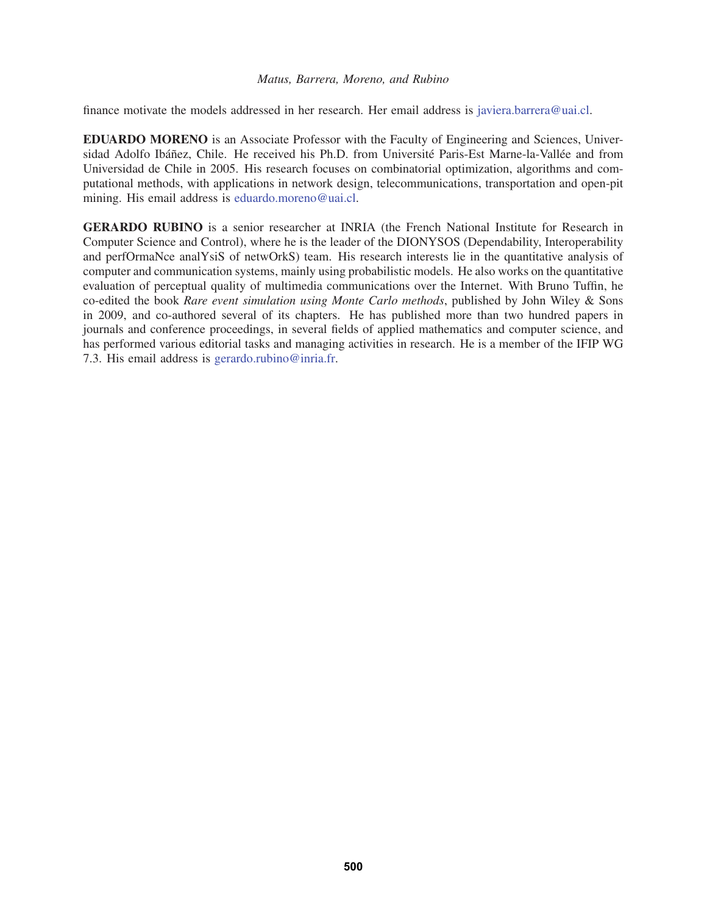finance motivate the models addressed in her research. Her email address is javiera.barrera@uai.cl.

**EDUARDO MORENO** is an Associate Professor with the Faculty of Engineering and Sciences, Universidad Adolfo Ibáñez, Chile. He received his Ph.D. from Université Paris-Est Marne-la-Vallée and from Universidad de Chile in 2005. His research focuses on combinatorial optimization, algorithms and computational methods, with applications in network design, telecommunications, transportation and open-pit mining. His email address is eduardo.moreno@uai.cl.

**GERARDO RUBINO** is a senior researcher at INRIA (the French National Institute for Research in Computer Science and Control), where he is the leader of the DIONYSOS (Dependability, Interoperability and perfOrmaNce analYsiS of netwOrkS) team. His research interests lie in the quantitative analysis of computer and communication systems, mainly using probabilistic models. He also works on the quantitative evaluation of perceptual quality of multimedia communications over the Internet. With Bruno Tuffin, he co-edited the book *Rare event simulation using Monte Carlo methods*, published by John Wiley & Sons in 2009, and co-authored several of its chapters. He has published more than two hundred papers in journals and conference proceedings, in several fields of applied mathematics and computer science, and has performed various editorial tasks and managing activities in research. He is a member of the IFIP WG 7.3. His email address is gerardo.rubino@inria.fr.